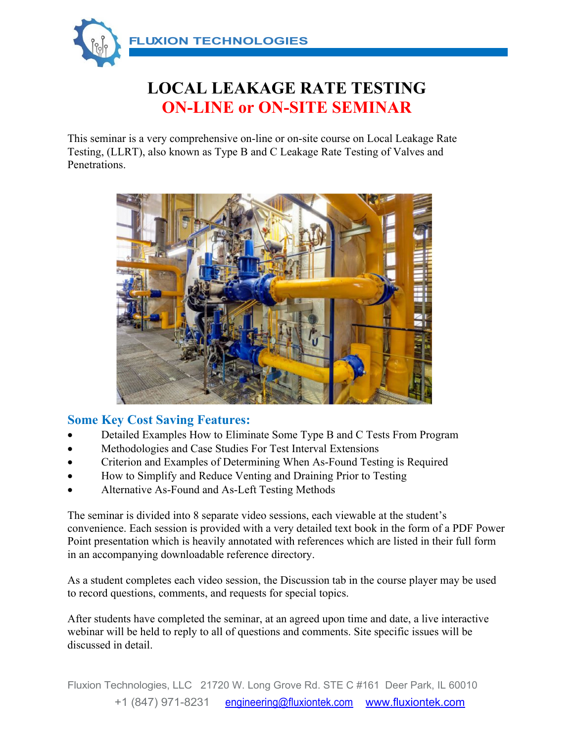FLUXION TECHNOLOGIES

# LOCAL LEAKAGE RATE TESTING
# ON-LINE or ON-SITE SEMINAR

This seminar is a very comprehensive on-line or on-site course on Local Leakage Rate Testing, (LLRT), also known as Type B and C Leakage Rate Testing of Valves and Penetrations.

## Some Key Cost Saving Features:

- Detailed Examples How to Eliminate Some Type B and C Tests From Program
- Methodologies and Case Studies For Test Interval Extensions
- Criterion and Examples of Determining When As-Found Testing is Required
- How to Simplify and Reduce Venting and Draining Prior to Testing
- Alternative As-Found and As-Left Testing Methods

The seminar is divided into 8 separate video sessions, each viewable at the student's convenience. Each session is provided with a very detailed text book in the form of a PDF Power Point presentation which is heavily annotated with references which are listed in their full form in an accompanying downloadable reference directory.

As a student completes each video session, the Discussion tab in the course player may be used to record questions, comments, and requests for special topics.

After students have completed the seminar, at an agreed upon time and date, a live interactive webinar will be held to reply to all of questions and comments. Site specific issues will be discussed in detail.

Fluxion Technologies, LLC 21720 W. Long Grove Rd. STE C #161 Deer Park, IL 60010
+1 (847) 971-8231 engineering@fluxiontek.com www.fluxiontek.com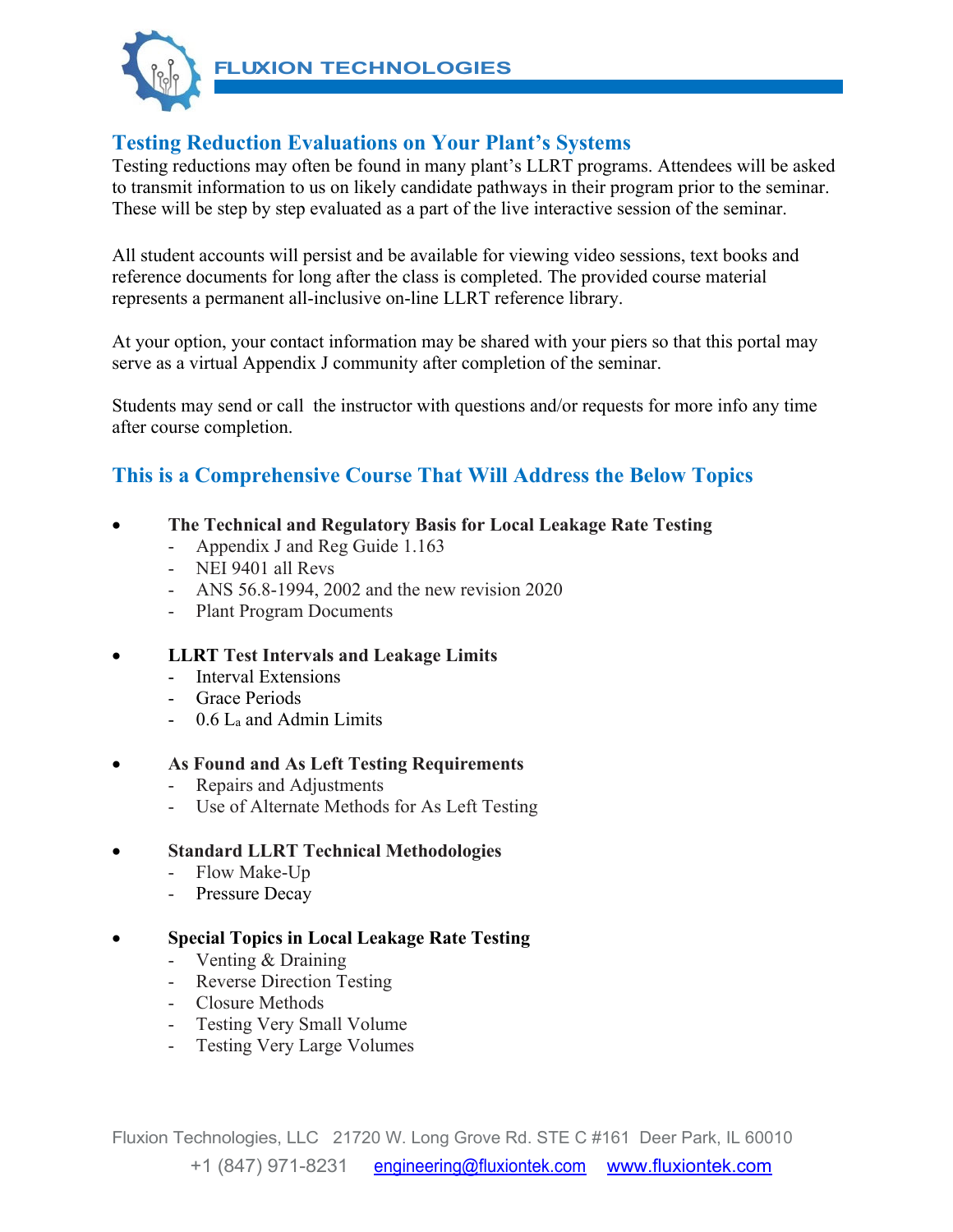## Testing Reduction Evaluations on Your Plant's Systems

Testing reductions may often be found in many plant's LLRT programs. Attendees will be asked to transmit information to us on likely candidate pathways in their program prior to the seminar. These will be step by step evaluated as a part of the live interactive session of the seminar.

All student accounts will persist and be available for viewing video sessions, text books and reference documents for long after the class is completed. The provided course material represents a permanent all-inclusive on-line LLRT reference library.

At your option, your contact information may be shared with your piers so that this portal may serve as a virtual Appendix J community after completion of the seminar.

Students may send or call the instructor with questions and/or requests for more info any time after course completion.

## This is a Comprehensive Course That Will Address the Below Topics

- **The Technical and Regulatory Basis for Local Leakage Rate Testing**
  - Appendix J and Reg Guide 1.163
  - NEI 9401 all Revs
  - ANS 56.8-1994, 2002 and the new revision 2020
  - Plant Program Documents

- **LLRT Test Intervals and Leakage Limits**
  - Interval Extensions
  - Grace Periods
  - 0.6 $L_a$ and Admin Limits

- **As Found and As Left Testing Requirements**
  - Repairs and Adjustments
  - Use of Alternate Methods for As Left Testing

- **Standard LLRT Technical Methodologies**
  - Flow Make-Up
  - Pressure Decay

- **Special Topics in Local Leakage Rate Testing**
  - Venting & Draining
  - Reverse Direction Testing
  - Closure Methods
  - Testing Very Small Volume
  - Testing Very Large Volumes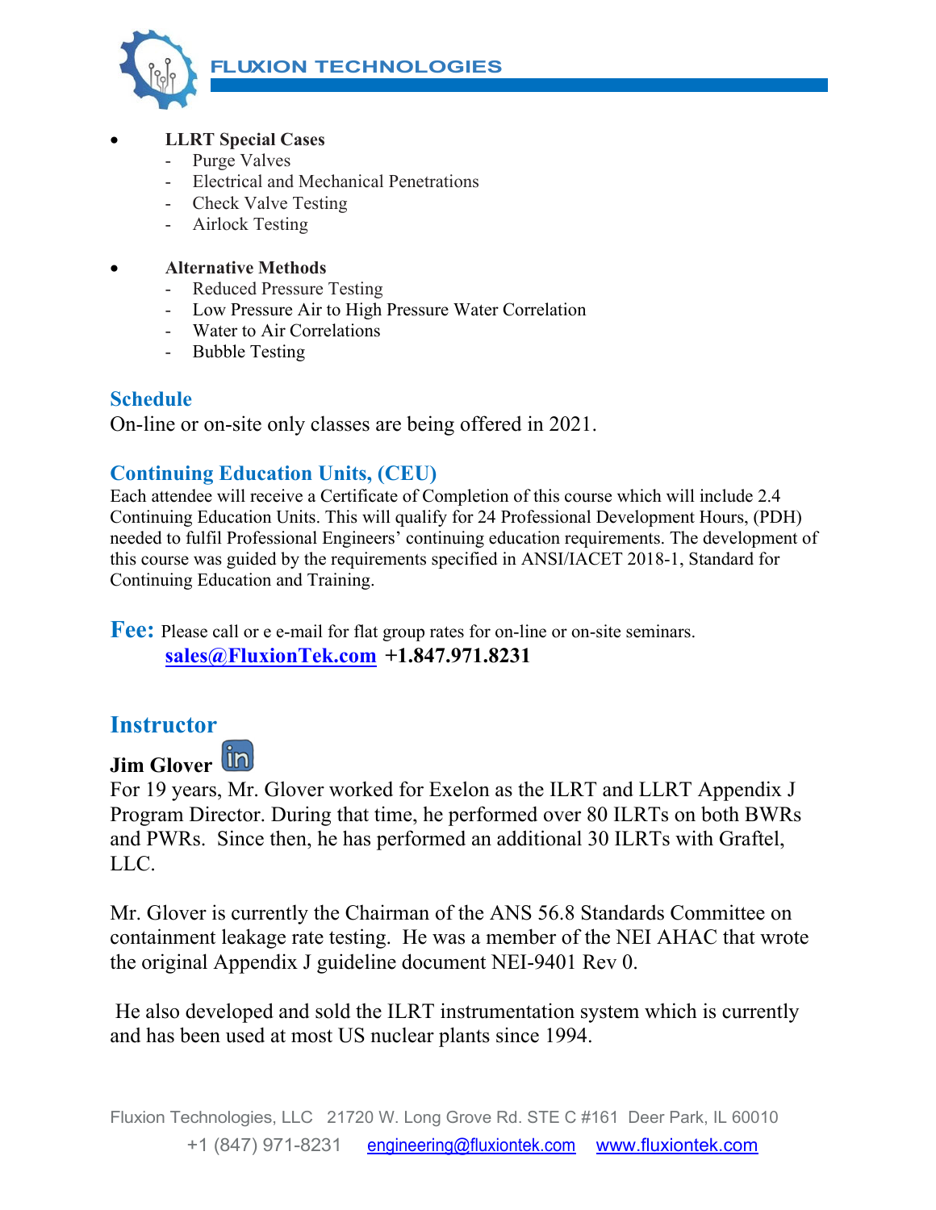- **LLRT Special Cases**
  - Purge Valves
  - Electrical and Mechanical Penetrations
  - Check Valve Testing
  - Airlock Testing

- **Alternative Methods**
  - Reduced Pressure Testing
  - Low Pressure Air to High Pressure Water Correlation
  - Water to Air Correlations
  - Bubble Testing

## Schedule

On-line or on-site only classes are being offered in 2021.

## Continuing Education Units, (CEU)

Each attendee will receive a Certificate of Completion of this course which will include 2.4 Continuing Education Units. This will qualify for 24 Professional Development Hours, (PDH) needed to fulfil Professional Engineers' continuing education requirements. The development of this course was guided by the requirements specified in ANSI/IACET 2018-1, Standard for Continuing Education and Training.

**Fee:** Please call or e e-mail for flat group rates for on-line or on-site seminars.
**sales@FluxionTek.com** **+1.847.971.8231**

## Instructor

### Jim Glover

For 19 years, Mr. Glover worked for Exelon as the ILRT and LLRT Appendix J Program Director. During that time, he performed over 80 ILRTs on both BWRs and PWRs. Since then, he has performed an additional 30 ILRTs with Graftel, LLC.

Mr. Glover is currently the Chairman of the ANS 56.8 Standards Committee on containment leakage rate testing. He was a member of the NEI AHAC that wrote the original Appendix J guideline document NEI-9401 Rev 0.

He also developed and sold the ILRT instrumentation system which is currently and has been used at most US nuclear plants since 1994.